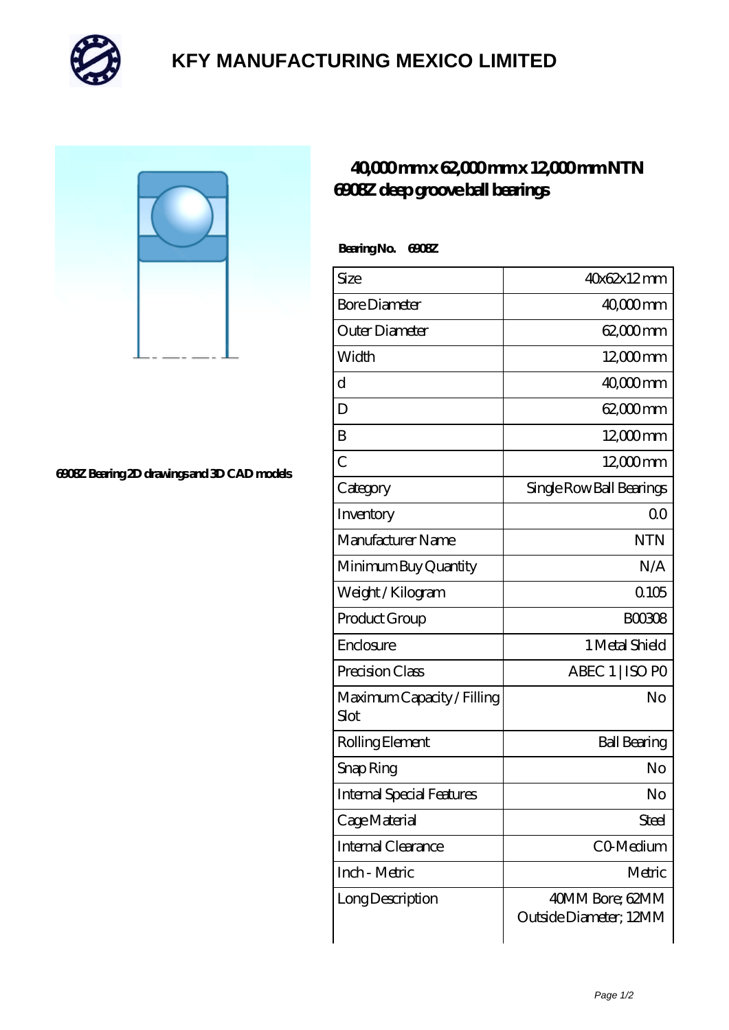# KFY MANUFACTURING MEXICO LIMITED

6908Z Bearing 2D drawings and 3D CAD models

## 40,000 mm x 62,000 mm x 12,000 mm NTN 6908Z deep groove ball bearings

**Bearing No. 6908Z**

| Size | 40x62x12 mm |
|---|---|
| Bore Diameter | 40,000 mm |
| Outer Diameter | 62,000 mm |
| Width | 12,000 mm |
| d | 40,000 mm |
| D | 62,000 mm |
| B | 12,000 mm |
| C | 12,000 mm |
| Category | Single Row Ball Bearings |
| Inventory | 0.0 |
| Manufacturer Name | NTN |
| Minimum Buy Quantity | N/A |
| Weight / Kilogram | 0.105 |
| Product Group | B00308 |
| Enclosure | 1 Metal Shield |
| Precision Class | ABEC 1 \| ISO P0 |
| Maximum Capacity / Filling Slot | No |
| Rolling Element | Ball Bearing |
| Snap Ring | No |
| Internal Special Features | No |
| Cage Material | Steel |
| Internal Clearance | C0-Medium |
| Inch - Metric | Metric |
| Long Description | 40MM Bore; 62MM Outside Diameter; 12MM |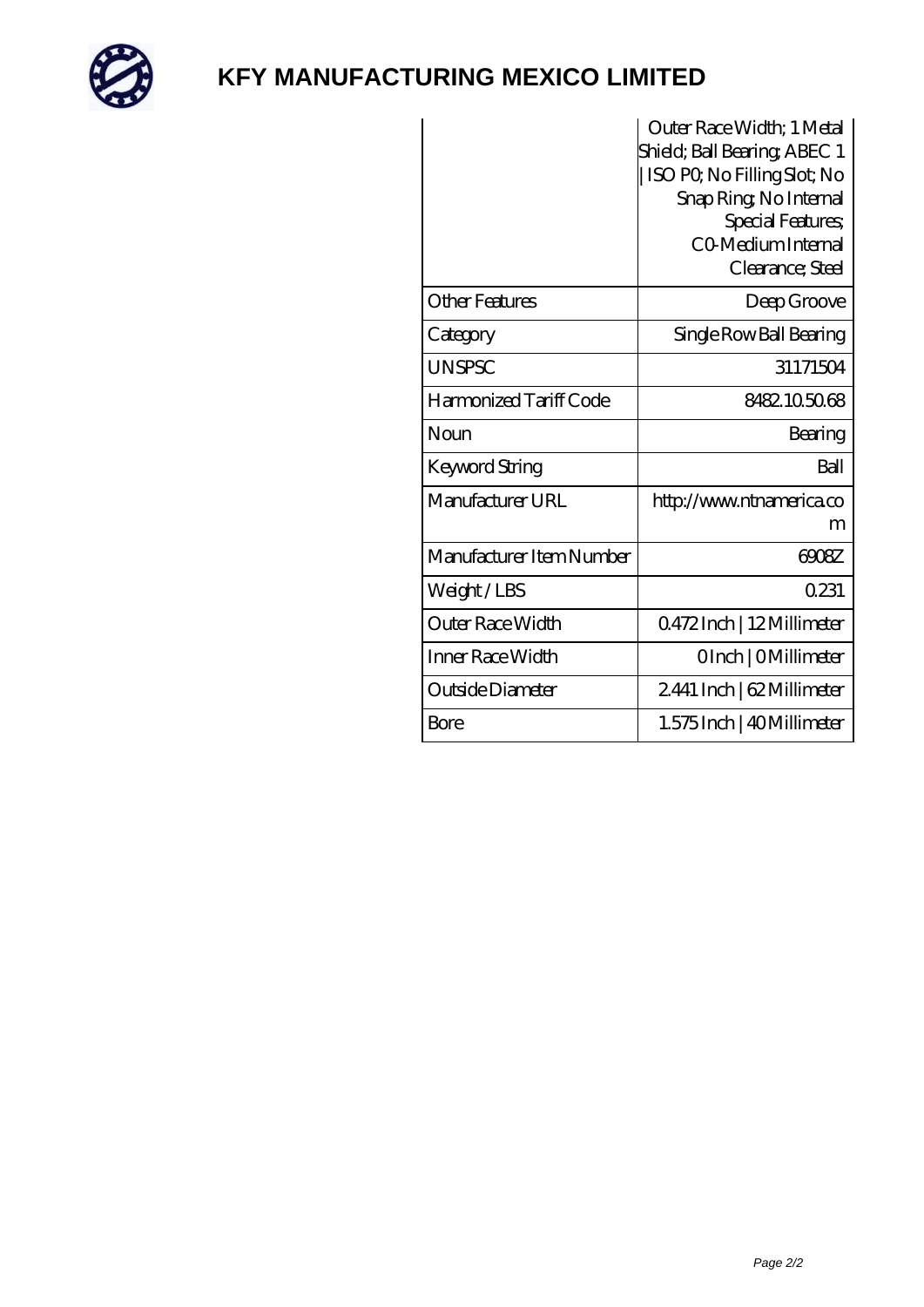# KFY MANUFACTURING MEXICO LIMITED

| | |
|---|---|
| | Outer Race Width; 1 Metal Shield; Ball Bearing; ABEC 1 \| ISO P0; No Filling Slot; No Snap Ring; No Internal Special Features; C0-Medium Internal Clearance; Steel |
| Other Features | Deep Groove |
| Category | Single Row Ball Bearing |
| UNSPSC | 31171504 |
| Harmonized Tariff Code | 8482.10.50.68 |
| Noun | Bearing |
| Keyword String | Ball |
| Manufacturer URL | http://www.ntnamerica.com |
| Manufacturer Item Number | 6908Z |
| Weight / LBS | 0.231 |
| Outer Race Width | 0.472 Inch \| 12 Millimeter |
| Inner Race Width | 0 Inch \| 0 Millimeter |
| Outside Diameter | 2.441 Inch \| 62 Millimeter |
| Bore | 1.575 Inch \| 40 Millimeter |